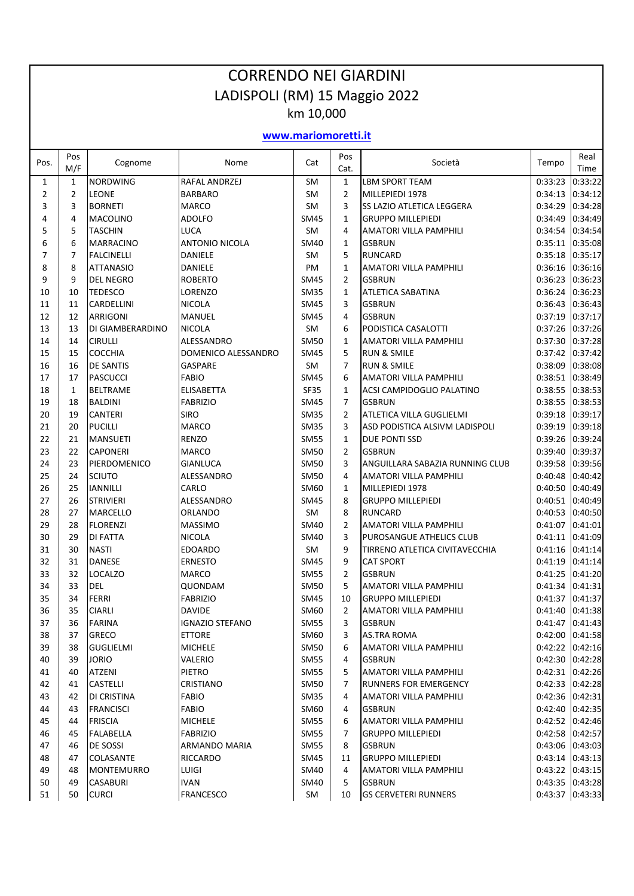# CORRENDO NEI GIARDINI

## LADISPOLI (RM) 15 Maggio 2022

### km 10,000

**www.mariomoretti.it**

| Pos. | Pos M/F | Cognome | Nome | Cat | Pos Cat. | Società | Tempo | Real Time |
|---|---|---|---|---|---|---|---|---|
| 1 | 1 | NORDWING | RAFAL ANDRZEJ | SM | 1 | LBM SPORT TEAM | 0:33:23 | 0:33:22 |
| 2 | 2 | LEONE | BARBARO | SM | 2 | MILLEPIEDI 1978 | 0:34:13 | 0:34:12 |
| 3 | 3 | BORNETI | MARCO | SM | 3 | SS LAZIO ATLETICA LEGGERA | 0:34:29 | 0:34:28 |
| 4 | 4 | MACOLINO | ADOLFO | SM45 | 1 | GRUPPO MILLEPIEDI | 0:34:49 | 0:34:49 |
| 5 | 5 | TASCHIN | LUCA | SM | 4 | AMATORI VILLA PAMPHILI | 0:34:54 | 0:34:54 |
| 6 | 6 | MARRACINO | ANTONIO NICOLA | SM40 | 1 | GSBRUN | 0:35:11 | 0:35:08 |
| 7 | 7 | FALCINELLI | DANIELE | SM | 5 | RUNCARD | 0:35:18 | 0:35:17 |
| 8 | 8 | ATTANASIO | DANIELE | PM | 1 | AMATORI VILLA PAMPHILI | 0:36:16 | 0:36:16 |
| 9 | 9 | DEL NEGRO | ROBERTO | SM45 | 2 | GSBRUN | 0:36:23 | 0:36:23 |
| 10 | 10 | TEDESCO | LORENZO | SM35 | 1 | ATLETICA SABATINA | 0:36:24 | 0:36:23 |
| 11 | 11 | CARDELLINI | NICOLA | SM45 | 3 | GSBRUN | 0:36:43 | 0:36:43 |
| 12 | 12 | ARRIGONI | MANUEL | SM45 | 4 | GSBRUN | 0:37:19 | 0:37:17 |
| 13 | 13 | DI GIAMBERARDINO | NICOLA | SM | 6 | PODISTICA CASALOTTI | 0:37:26 | 0:37:26 |
| 14 | 14 | CIRULLI | ALESSANDRO | SM50 | 1 | AMATORI VILLA PAMPHILI | 0:37:30 | 0:37:28 |
| 15 | 15 | COCCHIA | DOMENICO ALESSANDRO | SM45 | 5 | RUN & SMILE | 0:37:42 | 0:37:42 |
| 16 | 16 | DE SANTIS | GASPARE | SM | 7 | RUN & SMILE | 0:38:09 | 0:38:08 |
| 17 | 17 | PASCUCCI | FABIO | SM45 | 6 | AMATORI VILLA PAMPHILI | 0:38:51 | 0:38:49 |
| 18 | 1 | BELTRAME | ELISABETTA | SF35 | 1 | ACSI CAMPIDOGLIO PALATINO | 0:38:55 | 0:38:53 |
| 19 | 18 | BALDINI | FABRIZIO | SM45 | 7 | GSBRUN | 0:38:55 | 0:38:53 |
| 20 | 19 | CANTERI | SIRO | SM35 | 2 | ATLETICA VILLA GUGLIELMI | 0:39:18 | 0:39:17 |
| 21 | 20 | PUCILLI | MARCO | SM35 | 3 | ASD PODISTICA ALSIVM LADISPOLI | 0:39:19 | 0:39:18 |
| 22 | 21 | MANSUETI | RENZO | SM55 | 1 | DUE PONTI SSD | 0:39:26 | 0:39:24 |
| 23 | 22 | CAPONERI | MARCO | SM50 | 2 | GSBRUN | 0:39:40 | 0:39:37 |
| 24 | 23 | PIERDOMENICO | GIANLUCA | SM50 | 3 | ANGUILLARA SABAZIA RUNNING CLUB | 0:39:58 | 0:39:56 |
| 25 | 24 | SCIUTO | ALESSANDRO | SM50 | 4 | AMATORI VILLA PAMPHILI | 0:40:48 | 0:40:42 |
| 26 | 25 | IANNILLI | CARLO | SM60 | 1 | MILLEPIEDI 1978 | 0:40:50 | 0:40:49 |
| 27 | 26 | STRIVIERI | ALESSANDRO | SM45 | 8 | GRUPPO MILLEPIEDI | 0:40:51 | 0:40:49 |
| 28 | 27 | MARCELLO | ORLANDO | SM | 8 | RUNCARD | 0:40:53 | 0:40:50 |
| 29 | 28 | FLORENZI | MASSIMO | SM40 | 2 | AMATORI VILLA PAMPHILI | 0:41:07 | 0:41:01 |
| 30 | 29 | DI FATTA | NICOLA | SM40 | 3 | PUROSANGUE ATHELICS CLUB | 0:41:11 | 0:41:09 |
| 31 | 30 | NASTI | EDOARDO | SM | 9 | TIRRENO ATLETICA CIVITAVECCHIA | 0:41:16 | 0:41:14 |
| 32 | 31 | DANESE | ERNESTO | SM45 | 9 | CAT SPORT | 0:41:19 | 0:41:14 |
| 33 | 32 | LOCALZO | MARCO | SM55 | 2 | GSBRUN | 0:41:25 | 0:41:20 |
| 34 | 33 | DEL | QUONDAM | SM50 | 5 | AMATORI VILLA PAMPHILI | 0:41:34 | 0:41:31 |
| 35 | 34 | FERRI | FABRIZIO | SM45 | 10 | GRUPPO MILLEPIEDI | 0:41:37 | 0:41:37 |
| 36 | 35 | CIARLI | DAVIDE | SM60 | 2 | AMATORI VILLA PAMPHILI | 0:41:40 | 0:41:38 |
| 37 | 36 | FARINA | IGNAZIO STEFANO | SM55 | 3 | GSBRUN | 0:41:47 | 0:41:43 |
| 38 | 37 | GRECO | ETTORE | SM60 | 3 | AS.TRA ROMA | 0:42:00 | 0:41:58 |
| 39 | 38 | GUGLIELMI | MICHELE | SM50 | 6 | AMATORI VILLA PAMPHILI | 0:42:22 | 0:42:16 |
| 40 | 39 | JORIO | VALERIO | SM55 | 4 | GSBRUN | 0:42:30 | 0:42:28 |
| 41 | 40 | ATZENI | PIETRO | SM55 | 5 | AMATORI VILLA PAMPHILI | 0:42:31 | 0:42:26 |
| 42 | 41 | CASTELLI | CRISTIANO | SM50 | 7 | RUNNERS FOR EMERGENCY | 0:42:33 | 0:42:28 |
| 43 | 42 | DI CRISTINA | FABIO | SM35 | 4 | AMATORI VILLA PAMPHILI | 0:42:36 | 0:42:31 |
| 44 | 43 | FRANCISCI | FABIO | SM60 | 4 | GSBRUN | 0:42:40 | 0:42:35 |
| 45 | 44 | FRISCIA | MICHELE | SM55 | 6 | AMATORI VILLA PAMPHILI | 0:42:52 | 0:42:46 |
| 46 | 45 | FALABELLA | FABRIZIO | SM55 | 7 | GRUPPO MILLEPIEDI | 0:42:58 | 0:42:57 |
| 47 | 46 | DE SOSSI | ARMANDO MARIA | SM55 | 8 | GSBRUN | 0:43:06 | 0:43:03 |
| 48 | 47 | COLASANTE | RICCARDO | SM45 | 11 | GRUPPO MILLEPIEDI | 0:43:14 | 0:43:13 |
| 49 | 48 | MONTEMURRO | LUIGI | SM40 | 4 | AMATORI VILLA PAMPHILI | 0:43:22 | 0:43:15 |
| 50 | 49 | CASABURI | IVAN | SM40 | 5 | GSBRUN | 0:43:35 | 0:43:28 |
| 51 | 50 | CURCI | FRANCESCO | SM | 10 | GS CERVETERI RUNNERS | 0:43:37 | 0:43:33 |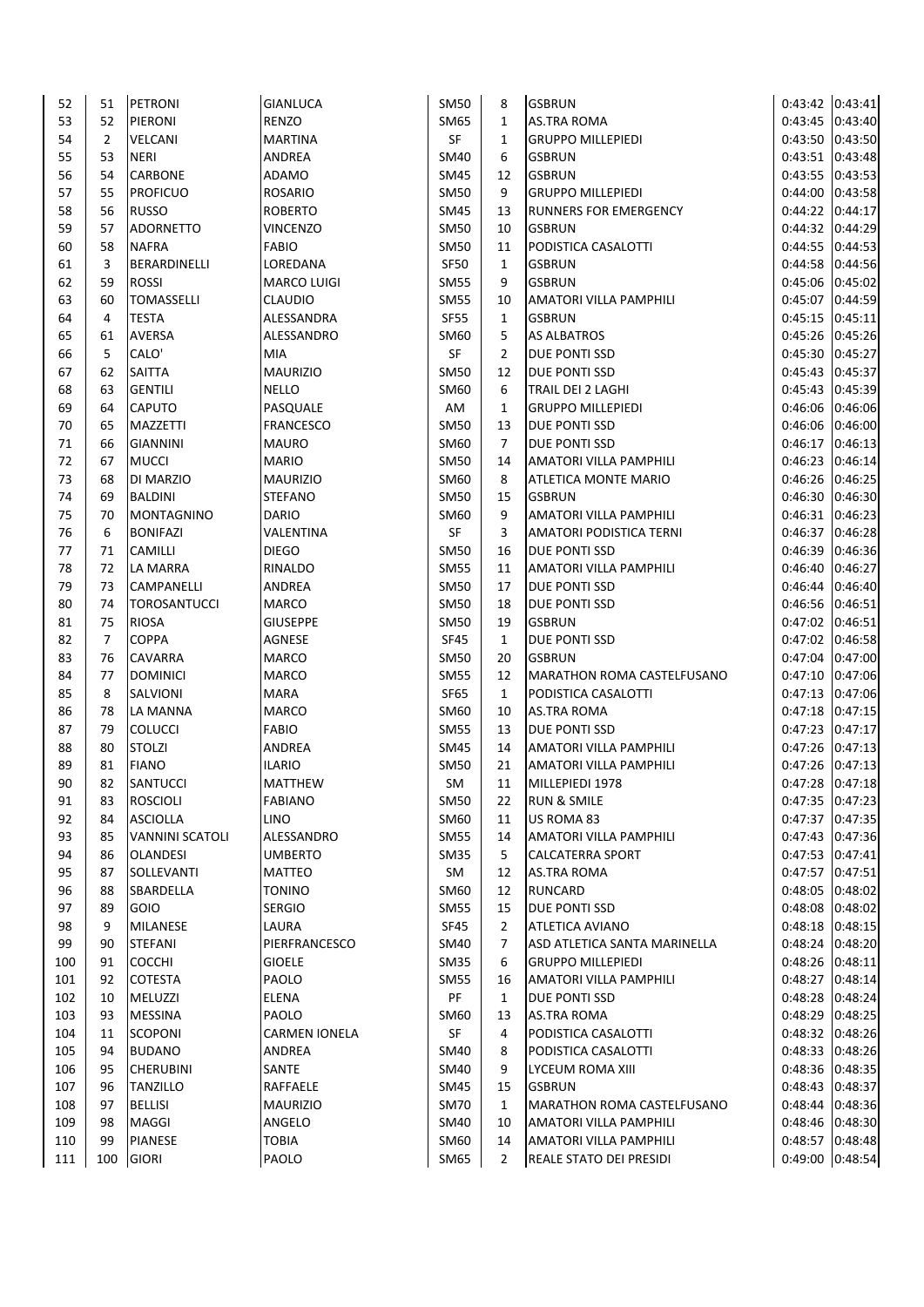| | | | | | | | | |
|---|---|---|---|---|---|---|---|---|
| 52 | 51 | PETRONI | GIANLUCA | SM50 | 8 | GSBRUN | 0:43:42 | 0:43:41 |
| 53 | 52 | PIERONI | RENZO | SM65 | 1 | AS.TRA ROMA | 0:43:45 | 0:43:40 |
| 54 | 2 | VELCANI | MARTINA | SF | 1 | GRUPPO MILLEPIEDI | 0:43:50 | 0:43:50 |
| 55 | 53 | NERI | ANDREA | SM40 | 6 | GSBRUN | 0:43:51 | 0:43:48 |
| 56 | 54 | CARBONE | ADAMO | SM45 | 12 | GSBRUN | 0:43:55 | 0:43:53 |
| 57 | 55 | PROFICUO | ROSARIO | SM50 | 9 | GRUPPO MILLEPIEDI | 0:44:00 | 0:43:58 |
| 58 | 56 | RUSSO | ROBERTO | SM45 | 13 | RUNNERS FOR EMERGENCY | 0:44:22 | 0:44:17 |
| 59 | 57 | ADORNETTO | VINCENZO | SM50 | 10 | GSBRUN | 0:44:32 | 0:44:29 |
| 60 | 58 | NAFRA | FABIO | SM50 | 11 | PODISTICA CASALOTTI | 0:44:55 | 0:44:53 |
| 61 | 3 | BERARDINELLI | LOREDANA | SF50 | 1 | GSBRUN | 0:44:58 | 0:44:56 |
| 62 | 59 | ROSSI | MARCO LUIGI | SM55 | 9 | GSBRUN | 0:45:06 | 0:45:02 |
| 63 | 60 | TOMASSELLI | CLAUDIO | SM55 | 10 | AMATORI VILLA PAMPHILI | 0:45:07 | 0:44:59 |
| 64 | 4 | TESTA | ALESSANDRA | SF55 | 1 | GSBRUN | 0:45:15 | 0:45:11 |
| 65 | 61 | AVERSA | ALESSANDRO | SM60 | 5 | AS ALBATROS | 0:45:26 | 0:45:26 |
| 66 | 5 | CALO' | MIA | SF | 2 | DUE PONTI SSD | 0:45:30 | 0:45:27 |
| 67 | 62 | SAITTA | MAURIZIO | SM50 | 12 | DUE PONTI SSD | 0:45:43 | 0:45:37 |
| 68 | 63 | GENTILI | NELLO | SM60 | 6 | TRAIL DEI 2 LAGHI | 0:45:43 | 0:45:39 |
| 69 | 64 | CAPUTO | PASQUALE | AM | 1 | GRUPPO MILLEPIEDI | 0:46:06 | 0:46:06 |
| 70 | 65 | MAZZETTI | FRANCESCO | SM50 | 13 | DUE PONTI SSD | 0:46:06 | 0:46:00 |
| 71 | 66 | GIANNINI | MAURO | SM60 | 7 | DUE PONTI SSD | 0:46:17 | 0:46:13 |
| 72 | 67 | MUCCI | MARIO | SM50 | 14 | AMATORI VILLA PAMPHILI | 0:46:23 | 0:46:14 |
| 73 | 68 | DI MARZIO | MAURIZIO | SM60 | 8 | ATLETICA MONTE MARIO | 0:46:26 | 0:46:25 |
| 74 | 69 | BALDINI | STEFANO | SM50 | 15 | GSBRUN | 0:46:30 | 0:46:30 |
| 75 | 70 | MONTAGNINO | DARIO | SM60 | 9 | AMATORI VILLA PAMPHILI | 0:46:31 | 0:46:23 |
| 76 | 6 | BONIFAZI | VALENTINA | SF | 3 | AMATORI PODISTICA TERNI | 0:46:37 | 0:46:28 |
| 77 | 71 | CAMILLI | DIEGO | SM50 | 16 | DUE PONTI SSD | 0:46:39 | 0:46:36 |
| 78 | 72 | LA MARRA | RINALDO | SM55 | 11 | AMATORI VILLA PAMPHILI | 0:46:40 | 0:46:27 |
| 79 | 73 | CAMPANELLI | ANDREA | SM50 | 17 | DUE PONTI SSD | 0:46:44 | 0:46:40 |
| 80 | 74 | TOROSANTUCCI | MARCO | SM50 | 18 | DUE PONTI SSD | 0:46:56 | 0:46:51 |
| 81 | 75 | RIOSA | GIUSEPPE | SM50 | 19 | GSBRUN | 0:47:02 | 0:46:51 |
| 82 | 7 | COPPA | AGNESE | SF45 | 1 | DUE PONTI SSD | 0:47:02 | 0:46:58 |
| 83 | 76 | CAVARRA | MARCO | SM50 | 20 | GSBRUN | 0:47:04 | 0:47:00 |
| 84 | 77 | DOMINICI | MARCO | SM55 | 12 | MARATHON ROMA CASTELFUSANO | 0:47:10 | 0:47:06 |
| 85 | 8 | SALVIONI | MARA | SF65 | 1 | PODISTICA CASALOTTI | 0:47:13 | 0:47:06 |
| 86 | 78 | LA MANNA | MARCO | SM60 | 10 | AS.TRA ROMA | 0:47:18 | 0:47:15 |
| 87 | 79 | COLUCCI | FABIO | SM55 | 13 | DUE PONTI SSD | 0:47:23 | 0:47:17 |
| 88 | 80 | STOLZI | ANDREA | SM45 | 14 | AMATORI VILLA PAMPHILI | 0:47:26 | 0:47:13 |
| 89 | 81 | FIANO | ILARIO | SM50 | 21 | AMATORI VILLA PAMPHILI | 0:47:26 | 0:47:13 |
| 90 | 82 | SANTUCCI | MATTHEW | SM | 11 | MILLEPIEDI 1978 | 0:47:28 | 0:47:18 |
| 91 | 83 | ROSCIOLI | FABIANO | SM50 | 22 | RUN & SMILE | 0:47:35 | 0:47:23 |
| 92 | 84 | ASCIOLLA | LINO | SM60 | 11 | US ROMA 83 | 0:47:37 | 0:47:35 |
| 93 | 85 | VANNINI SCATOLI | ALESSANDRO | SM55 | 14 | AMATORI VILLA PAMPHILI | 0:47:43 | 0:47:36 |
| 94 | 86 | OLANDESI | UMBERTO | SM35 | 5 | CALCATERRA SPORT | 0:47:53 | 0:47:41 |
| 95 | 87 | SOLLEVANTI | MATTEO | SM | 12 | AS.TRA ROMA | 0:47:57 | 0:47:51 |
| 96 | 88 | SBARDELLA | TONINO | SM60 | 12 | RUNCARD | 0:48:05 | 0:48:02 |
| 97 | 89 | GOIO | SERGIO | SM55 | 15 | DUE PONTI SSD | 0:48:08 | 0:48:02 |
| 98 | 9 | MILANESE | LAURA | SF45 | 2 | ATLETICA AVIANO | 0:48:18 | 0:48:15 |
| 99 | 90 | STEFANI | PIERFRANCESCO | SM40 | 7 | ASD ATLETICA SANTA MARINELLA | 0:48:24 | 0:48:20 |
| 100 | 91 | COCCHI | GIOELE | SM35 | 6 | GRUPPO MILLEPIEDI | 0:48:26 | 0:48:11 |
| 101 | 92 | COTESTA | PAOLO | SM55 | 16 | AMATORI VILLA PAMPHILI | 0:48:27 | 0:48:14 |
| 102 | 10 | MELUZZI | ELENA | PF | 1 | DUE PONTI SSD | 0:48:28 | 0:48:24 |
| 103 | 93 | MESSINA | PAOLO | SM60 | 13 | AS.TRA ROMA | 0:48:29 | 0:48:25 |
| 104 | 11 | SCOPONI | CARMEN IONELA | SF | 4 | PODISTICA CASALOTTI | 0:48:32 | 0:48:26 |
| 105 | 94 | BUDANO | ANDREA | SM40 | 8 | PODISTICA CASALOTTI | 0:48:33 | 0:48:26 |
| 106 | 95 | CHERUBINI | SANTE | SM40 | 9 | LYCEUM ROMA XIII | 0:48:36 | 0:48:35 |
| 107 | 96 | TANZILLO | RAFFAELE | SM45 | 15 | GSBRUN | 0:48:43 | 0:48:37 |
| 108 | 97 | BELLISI | MAURIZIO | SM70 | 1 | MARATHON ROMA CASTELFUSANO | 0:48:44 | 0:48:36 |
| 109 | 98 | MAGGI | ANGELO | SM40 | 10 | AMATORI VILLA PAMPHILI | 0:48:46 | 0:48:30 |
| 110 | 99 | PIANESE | TOBIA | SM60 | 14 | AMATORI VILLA PAMPHILI | 0:48:57 | 0:48:48 |
| 111 | 100 | GIORI | PAOLO | SM65 | 2 | REALE STATO DEI PRESIDI | 0:49:00 | 0:48:54 |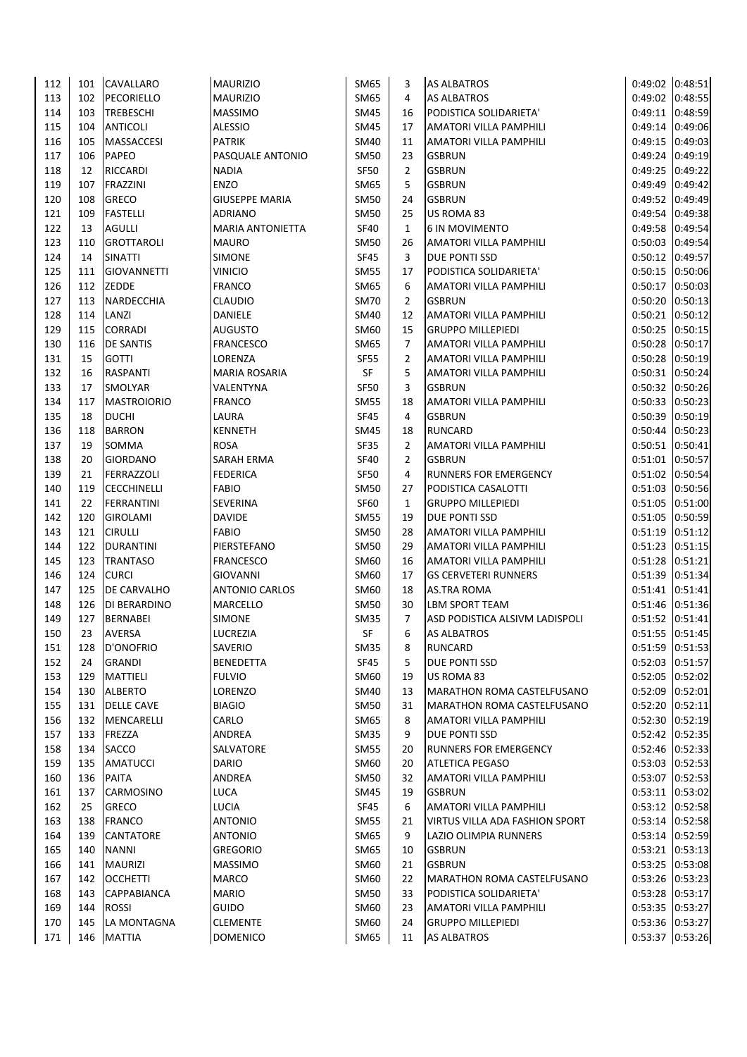| 112 | 101 | CAVALLARO | MAURIZIO | SM65 | 3 | AS ALBATROS | 0:49:02 | 0:48:51 |
|---|---|---|---|---|---|---|---|---|
| 113 | 102 | PECORIELLO | MAURIZIO | SM65 | 4 | AS ALBATROS | 0:49:02 | 0:48:55 |
| 114 | 103 | TREBESCHI | MASSIMO | SM45 | 16 | PODISTICA SOLIDARIETA' | 0:49:11 | 0:48:59 |
| 115 | 104 | ANTICOLI | ALESSIO | SM45 | 17 | AMATORI VILLA PAMPHILI | 0:49:14 | 0:49:06 |
| 116 | 105 | MASSACCESI | PATRIK | SM40 | 11 | AMATORI VILLA PAMPHILI | 0:49:15 | 0:49:03 |
| 117 | 106 | PAPEO | PASQUALE ANTONIO | SM50 | 23 | GSBRUN | 0:49:24 | 0:49:19 |
| 118 | 12 | RICCARDI | NADIA | SF50 | 2 | GSBRUN | 0:49:25 | 0:49:22 |
| 119 | 107 | FRAZZINI | ENZO | SM65 | 5 | GSBRUN | 0:49:49 | 0:49:42 |
| 120 | 108 | GRECO | GIUSEPPE MARIA | SM50 | 24 | GSBRUN | 0:49:52 | 0:49:49 |
| 121 | 109 | FASTELLI | ADRIANO | SM50 | 25 | US ROMA 83 | 0:49:54 | 0:49:38 |
| 122 | 13 | AGULLI | MARIA ANTONIETTA | SF40 | 1 | 6 IN MOVIMENTO | 0:49:58 | 0:49:54 |
| 123 | 110 | GROTTAROLI | MAURO | SM50 | 26 | AMATORI VILLA PAMPHILI | 0:50:03 | 0:49:54 |
| 124 | 14 | SINATTI | SIMONE | SF45 | 3 | DUE PONTI SSD | 0:50:12 | 0:49:57 |
| 125 | 111 | GIOVANNETTI | VINICIO | SM55 | 17 | PODISTICA SOLIDARIETA' | 0:50:15 | 0:50:06 |
| 126 | 112 | ZEDDE | FRANCO | SM65 | 6 | AMATORI VILLA PAMPHILI | 0:50:17 | 0:50:03 |
| 127 | 113 | NARDECCHIA | CLAUDIO | SM70 | 2 | GSBRUN | 0:50:20 | 0:50:13 |
| 128 | 114 | LANZI | DANIELE | SM40 | 12 | AMATORI VILLA PAMPHILI | 0:50:21 | 0:50:12 |
| 129 | 115 | CORRADI | AUGUSTO | SM60 | 15 | GRUPPO MILLEPIEDI | 0:50:25 | 0:50:15 |
| 130 | 116 | DE SANTIS | FRANCESCO | SM65 | 7 | AMATORI VILLA PAMPHILI | 0:50:28 | 0:50:17 |
| 131 | 15 | GOTTI | LORENZA | SF55 | 2 | AMATORI VILLA PAMPHILI | 0:50:28 | 0:50:19 |
| 132 | 16 | RASPANTI | MARIA ROSARIA | SF | 5 | AMATORI VILLA PAMPHILI | 0:50:31 | 0:50:24 |
| 133 | 17 | SMOLYAR | VALENTYNA | SF50 | 3 | GSBRUN | 0:50:32 | 0:50:26 |
| 134 | 117 | MASTROIORIO | FRANCO | SM55 | 18 | AMATORI VILLA PAMPHILI | 0:50:33 | 0:50:23 |
| 135 | 18 | DUCHI | LAURA | SF45 | 4 | GSBRUN | 0:50:39 | 0:50:19 |
| 136 | 118 | BARRON | KENNETH | SM45 | 18 | RUNCARD | 0:50:44 | 0:50:23 |
| 137 | 19 | SOMMA | ROSA | SF35 | 2 | AMATORI VILLA PAMPHILI | 0:50:51 | 0:50:41 |
| 138 | 20 | GIORDANO | SARAH ERMA | SF40 | 2 | GSBRUN | 0:51:01 | 0:50:57 |
| 139 | 21 | FERRAZZOLI | FEDERICA | SF50 | 4 | RUNNERS FOR EMERGENCY | 0:51:02 | 0:50:54 |
| 140 | 119 | CECCHINELLI | FABIO | SM50 | 27 | PODISTICA CASALOTTI | 0:51:03 | 0:50:56 |
| 141 | 22 | FERRANTINI | SEVERINA | SF60 | 1 | GRUPPO MILLEPIEDI | 0:51:05 | 0:51:00 |
| 142 | 120 | GIROLAMI | DAVIDE | SM55 | 19 | DUE PONTI SSD | 0:51:05 | 0:50:59 |
| 143 | 121 | CIRULLI | FABIO | SM50 | 28 | AMATORI VILLA PAMPHILI | 0:51:19 | 0:51:12 |
| 144 | 122 | DURANTINI | PIERSTEFANO | SM50 | 29 | AMATORI VILLA PAMPHILI | 0:51:23 | 0:51:15 |
| 145 | 123 | TRANTASO | FRANCESCO | SM60 | 16 | AMATORI VILLA PAMPHILI | 0:51:28 | 0:51:21 |
| 146 | 124 | CURCI | GIOVANNI | SM60 | 17 | GS CERVETERI RUNNERS | 0:51:39 | 0:51:34 |
| 147 | 125 | DE CARVALHO | ANTONIO CARLOS | SM60 | 18 | AS.TRA ROMA | 0:51:41 | 0:51:41 |
| 148 | 126 | DI BERARDINO | MARCELLO | SM50 | 30 | LBM SPORT TEAM | 0:51:46 | 0:51:36 |
| 149 | 127 | BERNABEI | SIMONE | SM35 | 7 | ASD PODISTICA ALSIVM LADISPOLI | 0:51:52 | 0:51:41 |
| 150 | 23 | AVERSA | LUCREZIA | SF | 6 | AS ALBATROS | 0:51:55 | 0:51:45 |
| 151 | 128 | D'ONOFRIO | SAVERIO | SM35 | 8 | RUNCARD | 0:51:59 | 0:51:53 |
| 152 | 24 | GRANDI | BENEDETTA | SF45 | 5 | DUE PONTI SSD | 0:52:03 | 0:51:57 |
| 153 | 129 | MATTIELI | FULVIO | SM60 | 19 | US ROMA 83 | 0:52:05 | 0:52:02 |
| 154 | 130 | ALBERTO | LORENZO | SM40 | 13 | MARATHON ROMA CASTELFUSANO | 0:52:09 | 0:52:01 |
| 155 | 131 | DELLE CAVE | BIAGIO | SM50 | 31 | MARATHON ROMA CASTELFUSANO | 0:52:20 | 0:52:11 |
| 156 | 132 | MENCARELLI | CARLO | SM65 | 8 | AMATORI VILLA PAMPHILI | 0:52:30 | 0:52:19 |
| 157 | 133 | FREZZA | ANDREA | SM35 | 9 | DUE PONTI SSD | 0:52:42 | 0:52:35 |
| 158 | 134 | SACCO | SALVATORE | SM55 | 20 | RUNNERS FOR EMERGENCY | 0:52:46 | 0:52:33 |
| 159 | 135 | AMATUCCI | DARIO | SM60 | 20 | ATLETICA PEGASO | 0:53:03 | 0:52:53 |
| 160 | 136 | PAITA | ANDREA | SM50 | 32 | AMATORI VILLA PAMPHILI | 0:53:07 | 0:52:53 |
| 161 | 137 | CARMOSINO | LUCA | SM45 | 19 | GSBRUN | 0:53:11 | 0:53:02 |
| 162 | 25 | GRECO | LUCIA | SF45 | 6 | AMATORI VILLA PAMPHILI | 0:53:12 | 0:52:58 |
| 163 | 138 | FRANCO | ANTONIO | SM55 | 21 | VIRTUS VILLA ADA FASHION SPORT | 0:53:14 | 0:52:58 |
| 164 | 139 | CANTATORE | ANTONIO | SM65 | 9 | LAZIO OLIMPIA RUNNERS | 0:53:14 | 0:52:59 |
| 165 | 140 | NANNI | GREGORIO | SM65 | 10 | GSBRUN | 0:53:21 | 0:53:13 |
| 166 | 141 | MAURIZI | MASSIMO | SM60 | 21 | GSBRUN | 0:53:25 | 0:53:08 |
| 167 | 142 | OCCHETTI | MARCO | SM60 | 22 | MARATHON ROMA CASTELFUSANO | 0:53:26 | 0:53:23 |
| 168 | 143 | CAPPABIANCA | MARIO | SM50 | 33 | PODISTICA SOLIDARIETA' | 0:53:28 | 0:53:17 |
| 169 | 144 | ROSSI | GUIDO | SM60 | 23 | AMATORI VILLA PAMPHILI | 0:53:35 | 0:53:27 |
| 170 | 145 | LA MONTAGNA | CLEMENTE | SM60 | 24 | GRUPPO MILLEPIEDI | 0:53:36 | 0:53:27 |
| 171 | 146 | MATTIA | DOMENICO | SM65 | 11 | AS ALBATROS | 0:53:37 | 0:53:26 |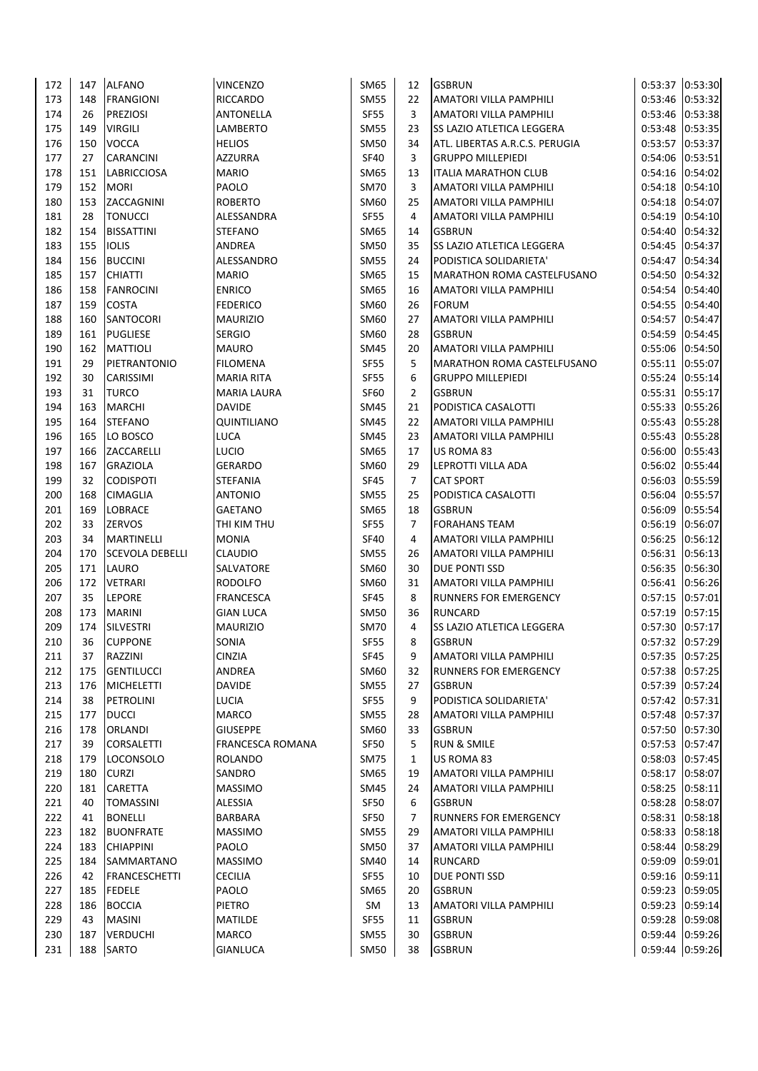| | | | | | | | | |
|---|---|---|---|---|---|---|---|---|
| 172 | 147 | ALFANO | VINCENZO | SM65 | 12 | GSBRUN | 0:53:37 | 0:53:30 |
| 173 | 148 | FRANGIONI | RICCARDO | SM55 | 22 | AMATORI VILLA PAMPHILI | 0:53:46 | 0:53:32 |
| 174 | 26 | PREZIOSI | ANTONELLA | SF55 | 3 | AMATORI VILLA PAMPHILI | 0:53:46 | 0:53:38 |
| 175 | 149 | VIRGILI | LAMBERTO | SM55 | 23 | SS LAZIO ATLETICA LEGGERA | 0:53:48 | 0:53:35 |
| 176 | 150 | VOCCA | HELIOS | SM50 | 34 | ATL. LIBERTAS A.R.C.S. PERUGIA | 0:53:57 | 0:53:37 |
| 177 | 27 | CARANCINI | AZZURRA | SF40 | 3 | GRUPPO MILLEPIEDI | 0:54:06 | 0:53:51 |
| 178 | 151 | LABRICCIOSA | MARIO | SM65 | 13 | ITALIA MARATHON CLUB | 0:54:16 | 0:54:02 |
| 179 | 152 | MORI | PAOLO | SM70 | 3 | AMATORI VILLA PAMPHILI | 0:54:18 | 0:54:10 |
| 180 | 153 | ZACCAGNINI | ROBERTO | SM60 | 25 | AMATORI VILLA PAMPHILI | 0:54:18 | 0:54:07 |
| 181 | 28 | TONUCCI | ALESSANDRA | SF55 | 4 | AMATORI VILLA PAMPHILI | 0:54:19 | 0:54:10 |
| 182 | 154 | BISSATTINI | STEFANO | SM65 | 14 | GSBRUN | 0:54:40 | 0:54:32 |
| 183 | 155 | IOLIS | ANDREA | SM50 | 35 | SS LAZIO ATLETICA LEGGERA | 0:54:45 | 0:54:37 |
| 184 | 156 | BUCCINI | ALESSANDRO | SM55 | 24 | PODISTICA SOLIDARIETA' | 0:54:47 | 0:54:34 |
| 185 | 157 | CHIATTI | MARIO | SM65 | 15 | MARATHON ROMA CASTELFUSANO | 0:54:50 | 0:54:32 |
| 186 | 158 | FANROCINI | ENRICO | SM65 | 16 | AMATORI VILLA PAMPHILI | 0:54:54 | 0:54:40 |
| 187 | 159 | COSTA | FEDERICO | SM60 | 26 | FORUM | 0:54:55 | 0:54:40 |
| 188 | 160 | SANTOCORI | MAURIZIO | SM60 | 27 | AMATORI VILLA PAMPHILI | 0:54:57 | 0:54:47 |
| 189 | 161 | PUGLIESE | SERGIO | SM60 | 28 | GSBRUN | 0:54:59 | 0:54:45 |
| 190 | 162 | MATTIOLI | MAURO | SM45 | 20 | AMATORI VILLA PAMPHILI | 0:55:06 | 0:54:50 |
| 191 | 29 | PIETRANTONIO | FILOMENA | SF55 | 5 | MARATHON ROMA CASTELFUSANO | 0:55:11 | 0:55:07 |
| 192 | 30 | CARISSIMI | MARIA RITA | SF55 | 6 | GRUPPO MILLEPIEDI | 0:55:24 | 0:55:14 |
| 193 | 31 | TURCO | MARIA LAURA | SF60 | 2 | GSBRUN | 0:55:31 | 0:55:17 |
| 194 | 163 | MARCHI | DAVIDE | SM45 | 21 | PODISTICA CASALOTTI | 0:55:33 | 0:55:26 |
| 195 | 164 | STEFANO | QUINTILIANO | SM45 | 22 | AMATORI VILLA PAMPHILI | 0:55:43 | 0:55:28 |
| 196 | 165 | LO BOSCO | LUCA | SM45 | 23 | AMATORI VILLA PAMPHILI | 0:55:43 | 0:55:28 |
| 197 | 166 | ZACCARELLI | LUCIO | SM65 | 17 | US ROMA 83 | 0:56:00 | 0:55:43 |
| 198 | 167 | GRAZIOLA | GERARDO | SM60 | 29 | LEPROTTI VILLA ADA | 0:56:02 | 0:55:44 |
| 199 | 32 | CODISPOTI | STEFANIA | SF45 | 7 | CAT SPORT | 0:56:03 | 0:55:59 |
| 200 | 168 | CIMAGLIA | ANTONIO | SM55 | 25 | PODISTICA CASALOTTI | 0:56:04 | 0:55:57 |
| 201 | 169 | LOBRACE | GAETANO | SM65 | 18 | GSBRUN | 0:56:09 | 0:55:54 |
| 202 | 33 | ZERVOS | THI KIM THU | SF55 | 7 | FORAHANS TEAM | 0:56:19 | 0:56:07 |
| 203 | 34 | MARTINELLI | MONIA | SF40 | 4 | AMATORI VILLA PAMPHILI | 0:56:25 | 0:56:12 |
| 204 | 170 | SCEVOLA DEBELLI | CLAUDIO | SM55 | 26 | AMATORI VILLA PAMPHILI | 0:56:31 | 0:56:13 |
| 205 | 171 | LAURO | SALVATORE | SM60 | 30 | DUE PONTI SSD | 0:56:35 | 0:56:30 |
| 206 | 172 | VETRARI | RODOLFO | SM60 | 31 | AMATORI VILLA PAMPHILI | 0:56:41 | 0:56:26 |
| 207 | 35 | LEPORE | FRANCESCA | SF45 | 8 | RUNNERS FOR EMERGENCY | 0:57:15 | 0:57:01 |
| 208 | 173 | MARINI | GIAN LUCA | SM50 | 36 | RUNCARD | 0:57:19 | 0:57:15 |
| 209 | 174 | SILVESTRI | MAURIZIO | SM70 | 4 | SS LAZIO ATLETICA LEGGERA | 0:57:30 | 0:57:17 |
| 210 | 36 | CUPPONE | SONIA | SF55 | 8 | GSBRUN | 0:57:32 | 0:57:29 |
| 211 | 37 | RAZZINI | CINZIA | SF45 | 9 | AMATORI VILLA PAMPHILI | 0:57:35 | 0:57:25 |
| 212 | 175 | GENTILUCCI | ANDREA | SM60 | 32 | RUNNERS FOR EMERGENCY | 0:57:38 | 0:57:25 |
| 213 | 176 | MICHELETTI | DAVIDE | SM55 | 27 | GSBRUN | 0:57:39 | 0:57:24 |
| 214 | 38 | PETROLINI | LUCIA | SF55 | 9 | PODISTICA SOLIDARIETA' | 0:57:42 | 0:57:31 |
| 215 | 177 | DUCCI | MARCO | SM55 | 28 | AMATORI VILLA PAMPHILI | 0:57:48 | 0:57:37 |
| 216 | 178 | ORLANDI | GIUSEPPE | SM60 | 33 | GSBRUN | 0:57:50 | 0:57:30 |
| 217 | 39 | CORSALETTI | FRANCESCA ROMANA | SF50 | 5 | RUN & SMILE | 0:57:53 | 0:57:47 |
| 218 | 179 | LOCONSOLO | ROLANDO | SM75 | 1 | US ROMA 83 | 0:58:03 | 0:57:45 |
| 219 | 180 | CURZI | SANDRO | SM65 | 19 | AMATORI VILLA PAMPHILI | 0:58:17 | 0:58:07 |
| 220 | 181 | CARETTA | MASSIMO | SM45 | 24 | AMATORI VILLA PAMPHILI | 0:58:25 | 0:58:11 |
| 221 | 40 | TOMASSINI | ALESSIA | SF50 | 6 | GSBRUN | 0:58:28 | 0:58:07 |
| 222 | 41 | BONELLI | BARBARA | SF50 | 7 | RUNNERS FOR EMERGENCY | 0:58:31 | 0:58:18 |
| 223 | 182 | BUONFRATE | MASSIMO | SM55 | 29 | AMATORI VILLA PAMPHILI | 0:58:33 | 0:58:18 |
| 224 | 183 | CHIAPPINI | PAOLO | SM50 | 37 | AMATORI VILLA PAMPHILI | 0:58:44 | 0:58:29 |
| 225 | 184 | SAMMARTANO | MASSIMO | SM40 | 14 | RUNCARD | 0:59:09 | 0:59:01 |
| 226 | 42 | FRANCESCHETTI | CECILIA | SF55 | 10 | DUE PONTI SSD | 0:59:16 | 0:59:11 |
| 227 | 185 | FEDELE | PAOLO | SM65 | 20 | GSBRUN | 0:59:23 | 0:59:05 |
| 228 | 186 | BOCCIA | PIETRO | SM | 13 | AMATORI VILLA PAMPHILI | 0:59:23 | 0:59:14 |
| 229 | 43 | MASINI | MATILDE | SF55 | 11 | GSBRUN | 0:59:28 | 0:59:08 |
| 230 | 187 | VERDUCHI | MARCO | SM55 | 30 | GSBRUN | 0:59:44 | 0:59:26 |
| 231 | 188 | SARTO | GIANLUCA | SM50 | 38 | GSBRUN | 0:59:44 | 0:59:26 |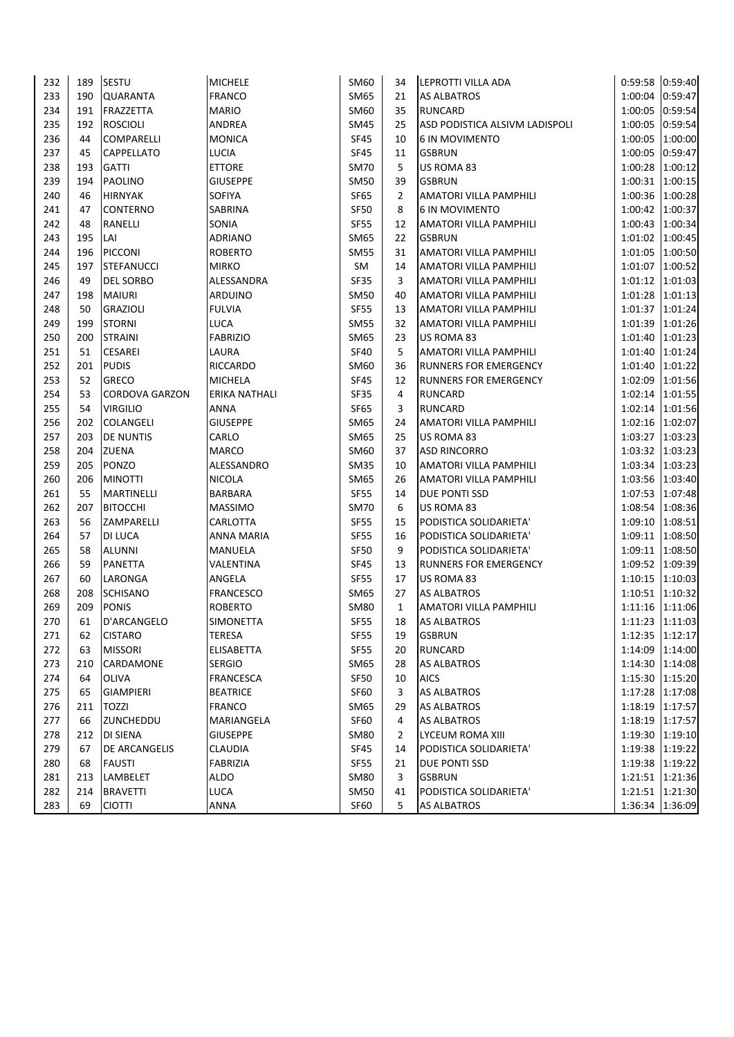| | | | | | | | | |
|---|---|---|---|---|---|---|---|---|
| 232 | 189 | SESTU | MICHELE | SM60 | 34 | LEPROTTI VILLA ADA | 0:59:58 | 0:59:40 |
| 233 | 190 | QUARANTA | FRANCO | SM65 | 21 | AS ALBATROS | 1:00:04 | 0:59:47 |
| 234 | 191 | FRAZZETTA | MARIO | SM60 | 35 | RUNCARD | 1:00:05 | 0:59:54 |
| 235 | 192 | ROSCIOLI | ANDREA | SM45 | 25 | ASD PODISTICA ALSIVM LADISPOLI | 1:00:05 | 0:59:54 |
| 236 | 44 | COMPARELLI | MONICA | SF45 | 10 | 6 IN MOVIMENTO | 1:00:05 | 1:00:00 |
| 237 | 45 | CAPPELLATO | LUCIA | SF45 | 11 | GSBRUN | 1:00:05 | 0:59:47 |
| 238 | 193 | GATTI | ETTORE | SM70 | 5 | US ROMA 83 | 1:00:28 | 1:00:12 |
| 239 | 194 | PAOLINO | GIUSEPPE | SM50 | 39 | GSBRUN | 1:00:31 | 1:00:15 |
| 240 | 46 | HIRNYAK | SOFIYA | SF65 | 2 | AMATORI VILLA PAMPHILI | 1:00:36 | 1:00:28 |
| 241 | 47 | CONTERNO | SABRINA | SF50 | 8 | 6 IN MOVIMENTO | 1:00:42 | 1:00:37 |
| 242 | 48 | RANELLI | SONIA | SF55 | 12 | AMATORI VILLA PAMPHILI | 1:00:43 | 1:00:34 |
| 243 | 195 | LAI | ADRIANO | SM65 | 22 | GSBRUN | 1:01:02 | 1:00:45 |
| 244 | 196 | PICCONI | ROBERTO | SM55 | 31 | AMATORI VILLA PAMPHILI | 1:01:05 | 1:00:50 |
| 245 | 197 | STEFANUCCI | MIRKO | SM | 14 | AMATORI VILLA PAMPHILI | 1:01:07 | 1:00:52 |
| 246 | 49 | DEL SORBO | ALESSANDRA | SF35 | 3 | AMATORI VILLA PAMPHILI | 1:01:12 | 1:01:03 |
| 247 | 198 | MAIURI | ARDUINO | SM50 | 40 | AMATORI VILLA PAMPHILI | 1:01:28 | 1:01:13 |
| 248 | 50 | GRAZIOLI | FULVIA | SF55 | 13 | AMATORI VILLA PAMPHILI | 1:01:37 | 1:01:24 |
| 249 | 199 | STORNI | LUCA | SM55 | 32 | AMATORI VILLA PAMPHILI | 1:01:39 | 1:01:26 |
| 250 | 200 | STRAINI | FABRIZIO | SM65 | 23 | US ROMA 83 | 1:01:40 | 1:01:23 |
| 251 | 51 | CESAREI | LAURA | SF40 | 5 | AMATORI VILLA PAMPHILI | 1:01:40 | 1:01:24 |
| 252 | 201 | PUDIS | RICCARDO | SM60 | 36 | RUNNERS FOR EMERGENCY | 1:01:40 | 1:01:22 |
| 253 | 52 | GRECO | MICHELA | SF45 | 12 | RUNNERS FOR EMERGENCY | 1:02:09 | 1:01:56 |
| 254 | 53 | CORDOVA GARZON | ERIKA NATHALI | SF35 | 4 | RUNCARD | 1:02:14 | 1:01:55 |
| 255 | 54 | VIRGILIO | ANNA | SF65 | 3 | RUNCARD | 1:02:14 | 1:01:56 |
| 256 | 202 | COLANGELI | GIUSEPPE | SM65 | 24 | AMATORI VILLA PAMPHILI | 1:02:16 | 1:02:07 |
| 257 | 203 | DE NUNTIS | CARLO | SM65 | 25 | US ROMA 83 | 1:03:27 | 1:03:23 |
| 258 | 204 | ZUENA | MARCO | SM60 | 37 | ASD RINCORRO | 1:03:32 | 1:03:23 |
| 259 | 205 | PONZO | ALESSANDRO | SM35 | 10 | AMATORI VILLA PAMPHILI | 1:03:34 | 1:03:23 |
| 260 | 206 | MINOTTI | NICOLA | SM65 | 26 | AMATORI VILLA PAMPHILI | 1:03:56 | 1:03:40 |
| 261 | 55 | MARTINELLI | BARBARA | SF55 | 14 | DUE PONTI SSD | 1:07:53 | 1:07:48 |
| 262 | 207 | BITOCCHI | MASSIMO | SM70 | 6 | US ROMA 83 | 1:08:54 | 1:08:36 |
| 263 | 56 | ZAMPARELLI | CARLOTTA | SF55 | 15 | PODISTICA SOLIDARIETA' | 1:09:10 | 1:08:51 |
| 264 | 57 | DI LUCA | ANNA MARIA | SF55 | 16 | PODISTICA SOLIDARIETA' | 1:09:11 | 1:08:50 |
| 265 | 58 | ALUNNI | MANUELA | SF50 | 9 | PODISTICA SOLIDARIETA' | 1:09:11 | 1:08:50 |
| 266 | 59 | PANETTA | VALENTINA | SF45 | 13 | RUNNERS FOR EMERGENCY | 1:09:52 | 1:09:39 |
| 267 | 60 | LARONGA | ANGELA | SF55 | 17 | US ROMA 83 | 1:10:15 | 1:10:03 |
| 268 | 208 | SCHISANO | FRANCESCO | SM65 | 27 | AS ALBATROS | 1:10:51 | 1:10:32 |
| 269 | 209 | PONIS | ROBERTO | SM80 | 1 | AMATORI VILLA PAMPHILI | 1:11:16 | 1:11:06 |
| 270 | 61 | D'ARCANGELO | SIMONETTA | SF55 | 18 | AS ALBATROS | 1:11:23 | 1:11:03 |
| 271 | 62 | CISTARO | TERESA | SF55 | 19 | GSBRUN | 1:12:35 | 1:12:17 |
| 272 | 63 | MISSORI | ELISABETTA | SF55 | 20 | RUNCARD | 1:14:09 | 1:14:00 |
| 273 | 210 | CARDAMONE | SERGIO | SM65 | 28 | AS ALBATROS | 1:14:30 | 1:14:08 |
| 274 | 64 | OLIVA | FRANCESCA | SF50 | 10 | AICS | 1:15:30 | 1:15:20 |
| 275 | 65 | GIAMPIERI | BEATRICE | SF60 | 3 | AS ALBATROS | 1:17:28 | 1:17:08 |
| 276 | 211 | TOZZI | FRANCO | SM65 | 29 | AS ALBATROS | 1:18:19 | 1:17:57 |
| 277 | 66 | ZUNCHEDDU | MARIANGELA | SF60 | 4 | AS ALBATROS | 1:18:19 | 1:17:57 |
| 278 | 212 | DI SIENA | GIUSEPPE | SM80 | 2 | LYCEUM ROMA XIII | 1:19:30 | 1:19:10 |
| 279 | 67 | DE ARCANGELIS | CLAUDIA | SF45 | 14 | PODISTICA SOLIDARIETA' | 1:19:38 | 1:19:22 |
| 280 | 68 | FAUSTI | FABRIZIA | SF55 | 21 | DUE PONTI SSD | 1:19:38 | 1:19:22 |
| 281 | 213 | LAMBELET | ALDO | SM80 | 3 | GSBRUN | 1:21:51 | 1:21:36 |
| 282 | 214 | BRAVETTI | LUCA | SM50 | 41 | PODISTICA SOLIDARIETA' | 1:21:51 | 1:21:30 |
| 283 | 69 | CIOTTI | ANNA | SF60 | 5 | AS ALBATROS | 1:36:34 | 1:36:09 |